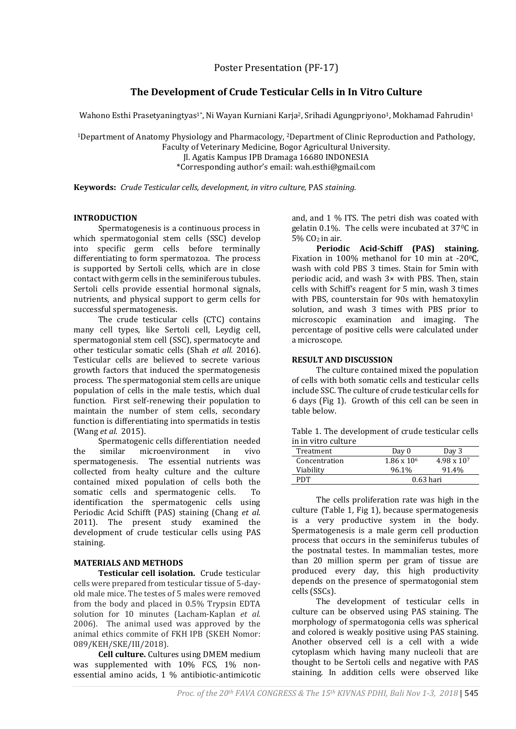Poster Presentation (PF-17)

# The Development of Crude Testicular Cells in In Vitro Culture

Wahono Esthi Prasetyaningtyas[1*], Ni Wayan Kurniani Karja[2], Srihadi Agungpriyono[1], Mokhamad Fahrudin[1]

[1]Department of Anatomy Physiology and Pharmacology, [2]Department of Clinic Reproduction and Pathology, Faculty of Veterinary Medicine, Bogor Agricultural University.
Jl. Agatis Kampus IPB Dramaga 16680 INDONESIA
*Corresponding author's email: wah.esthi@gmail.com

**Keywords:** *Crude Testicular cells, development, in vitro culture,* PAS *staining.*

## INTRODUCTION

Spermatogenesis is a continuous process in which spermatogonial stem cells (SSC) develop into specific germ cells before terminally differentiating to form spermatozoa. The process is supported by Sertoli cells, which are in close contact with germ cells in the seminiferous tubules. Sertoli cells provide essential hormonal signals, nutrients, and physical support to germ cells for successful spermatogenesis.

The crude testicular cells (CTC) contains many cell types, like Sertoli cell, Leydig cell, spermatogonial stem cell (SSC), spermatocyte and other testicular somatic cells (Shah *et all.* 2016). Testicular cells are believed to secrete various growth factors that induced the spermatogenesis process. The spermatogonial stem cells are unique population of cells in the male testis, which dual function. First self-renewing their population to maintain the number of stem cells, secondary function is differentiating into spermatids in testis (Wang *et al.* 2015).

Spermatogenic cells differentiation needed the similar microenvironment in vivo spermatogenesis. The essential nutrients was collected from healty culture and the culture contained mixed population of cells both the somatic cells and spermatogenic cells. To identification the spermatogenic cells using Periodic Acid Schifft (PAS) staining (Chang *et al.* 2011). The present study examined the development of crude testicular cells using PAS staining.

## MATERIALS AND METHODS

**Testicular cell isolation.** Crude testicular cells were prepared from testicular tissue of 5-day-old male mice. The testes of 5 males were removed from the body and placed in 0.5% Trypsin EDTA solution for 10 minutes (Lacham-Kaplan *et al.* 2006). The animal used was approved by the animal ethics commite of FKH IPB (SKEH Nomor: 089/KEH/SKE/III/2018).

**Cell culture.** Cultures using DMEM medium was supplemented with 10% FCS, 1% non-essential amino acids, 1 % antibiotic-antimicotic and, and 1 % ITS. The petri dish was coated with gelatin 0.1%. The cells were incubated at 37°C in 5% $CO_2$ in air.

**Periodic Acid-Schiff (PAS) staining.** Fixation in 100% methanol for 10 min at -20°C, wash with cold PBS 3 times. Stain for 5min with periodic acid, and wash 3× with PBS. Then, stain cells with Schiff's reagent for 5 min, wash 3 times with PBS, counterstain for 90s with hematoxylin solution, and wash 3 times with PBS prior to microscopic examination and imaging. The percentage of positive cells were calculated under a microscope.

## RESULT AND DISCUSSION

The culture contained mixed the population of cells with both somatic cells and testicular cells include SSC. The culture of crude testicular cells for 6 days (Fig 1). Growth of this cell can be seen in table below.

Table 1. The development of crude testicular cells in in vitro culture

| Treatment | Day 0 | Day 3 |
|---|---|---|
| Concentration | $1.86 \times 10^6$ | $4.98 \times 10^7$ |
| Viability | 96.1% | 91.4% |
| PDT | 0.63 hari | |

The cells proliferation rate was high in the culture (Table 1, Fig 1), because spermatogenesis is a very productive system in the body. Spermatogenesis is a male germ cell production process that occurs in the seminiferus tubules of the postnatal testes. In mammalian testes, more than 20 million sperm per gram of tissue are produced every day, this high productivity depends on the presence of spermatogonial stem cells (SSCs).

The development of testicular cells in culture can be observed using PAS staining. The morphology of spermatogonia cells was spherical and colored is weakly positive using PAS staining. Another observed cell is a cell with a wide cytoplasm which having many nucleoli that are thought to be Sertoli cells and negative with PAS staining. In addition cells were observed like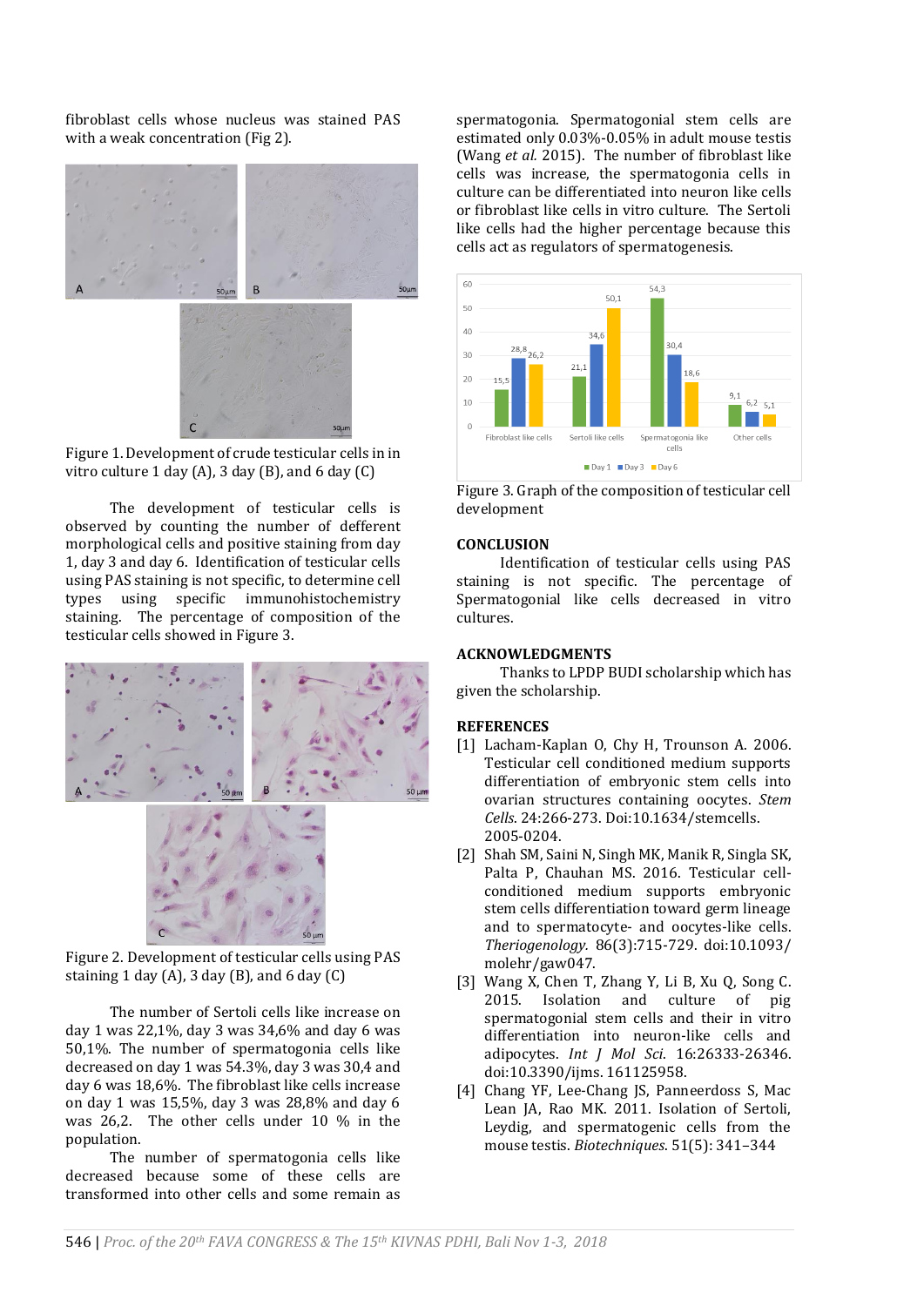fibroblast cells whose nucleus was stained PAS with a weak concentration (Fig 2).

A 50µm B 50µm C 50µm

Figure 1. Development of crude testicular cells in in vitro culture 1 day (A), 3 day (B), and 6 day (C)

The development of testicular cells is observed by counting the number of defferent morphological cells and positive staining from day 1, day 3 and day 6. Identification of testicular cells using PAS staining is not specific, to determine cell types using specific immunohistochemistry staining. The percentage of composition of the testicular cells showed in Figure 3.

A 50 µm B 50 µm C 50 µm

Figure 2. Development of testicular cells using PAS staining 1 day (A), 3 day (B), and 6 day (C)

The number of Sertoli cells like increase on day 1 was 22,1%, day 3 was 34,6% and day 6 was 50,1%. The number of spermatogonia cells like decreased on day 1 was 54.3%, day 3 was 30,4 and day 6 was 18,6%. The fibroblast like cells increase on day 1 was 15,5%, day 3 was 28,8% and day 6 was 26,2. The other cells under 10 % in the population.

The number of spermatogonia cells like decreased because some of these cells are transformed into other cells and some remain as spermatogonia. Spermatogonial stem cells are estimated only 0.03%-0.05% in adult mouse testis (Wang *et al.* 2015). The number of fibroblast like cells was increase, the spermatogonia cells in culture can be differentiated into neuron like cells or fibroblast like cells in vitro culture. The Sertoli like cells had the higher percentage because this cells act as regulators of spermatogenesis.

60
50
40
30
20
10
0

Fibroblast like cells: 15,5 28,8 26,2
Sertoli like cells: 21,1 34,6 50,1
Spermatogonia like cells: 54,3 30,4 18,6
Other cells: 9,1 6,2 5,1

Day 1 Day 3 Day 6

Figure 3. Graph of the composition of testicular cell development

## CONCLUSION

Identification of testicular cells using PAS staining is not specific. The percentage of Spermatogonial like cells decreased in vitro cultures.

## ACKNOWLEDGMENTS

Thanks to LPDP BUDI scholarship which has given the scholarship.

## REFERENCES

[1] Lacham-Kaplan O, Chy H, Trounson A. 2006. Testicular cell conditioned medium supports differentiation of embryonic stem cells into ovarian structures containing oocytes. *Stem Cells*. 24:266-273. Doi:10.1634/stemcells. 2005-0204.

[2] Shah SM, Saini N, Singh MK, Manik R, Singla SK, Palta P, Chauhan MS. 2016. Testicular cell-conditioned medium supports embryonic stem cells differentiation toward germ lineage and to spermatocyte- and oocytes-like cells. *Theriogenology.* 86(3):715-729. doi:10.1093/ molehr/gaw047.

[3] Wang X, Chen T, Zhang Y, Li B, Xu Q, Song C. 2015. Isolation and culture of pig spermatogonial stem cells and their in vitro differentiation into neuron-like cells and adipocytes. *Int J Mol Sci.* 16:26333-26346. doi:10.3390/ijms. 161125958.

[4] Chang YF, Lee-Chang JS, Panneerdoss S, Mac Lean JA, Rao MK. 2011. Isolation of Sertoli, Leydig, and spermatogenic cells from the mouse testis. *Biotechniques*. 51(5): 341–344